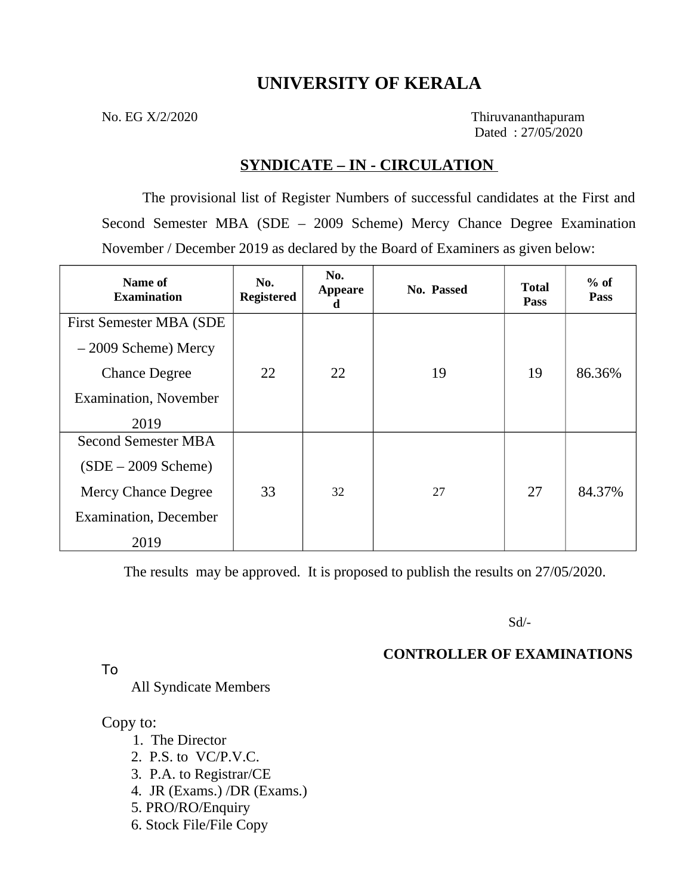# UNIVERSITY OF KERALA

No. EG X/2/2020

Thiruvananthapuram
Dated : 27/05/2020

## SYNDICATE – IN - CIRCULATION

The provisional list of Register Numbers of successful candidates at the First and Second Semester MBA (SDE – 2009 Scheme) Mercy Chance Degree Examination November / December 2019 as declared by the Board of Examiners as given below:

| Name of Examination | No. Registered | No. Appeared | No. Passed | Total Pass | % of Pass |
|---|---|---|---|---|---|
| First Semester MBA (SDE – 2009 Scheme) Mercy Chance Degree Examination, November 2019 | 22 | 22 | 19 | 19 | 86.36% |
| Second Semester MBA (SDE – 2009 Scheme) Mercy Chance Degree Examination, December 2019 | 33 | 32 | 27 | 27 | 84.37% |

The results may be approved. It is proposed to publish the results on 27/05/2020.

Sd/-

**CONTROLLER OF EXAMINATIONS**

To

All Syndicate Members

Copy to:

1. The Director
2. P.S. to VC/P.V.C.
3. P.A. to Registrar/CE
4. JR (Exams.) /DR (Exams.)
5. PRO/RO/Enquiry
6. Stock File/File Copy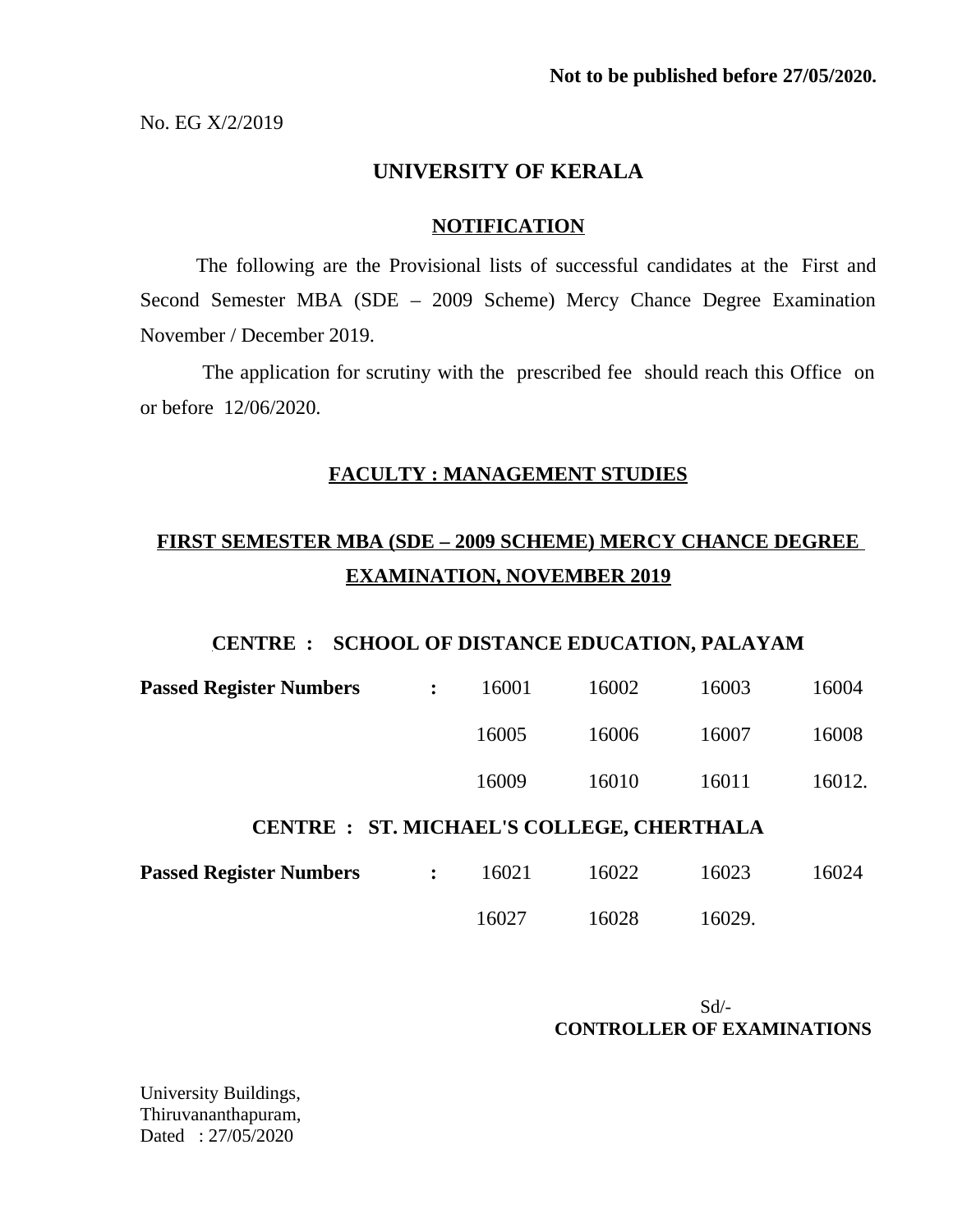**Not to be published before 27/05/2020.**

No. EG X/2/2019

# UNIVERSITY OF KERALA

## NOTIFICATION

The following are the Provisional lists of successful candidates at the First and Second Semester MBA (SDE – 2009 Scheme) Mercy Chance Degree Examination November / December 2019.

The application for scrutiny with the prescribed fee should reach this Office on or before 12/06/2020.

## FACULTY : MANAGEMENT STUDIES

## FIRST SEMESTER MBA (SDE – 2009 SCHEME) MERCY CHANCE DEGREE EXAMINATION, NOVEMBER 2019

### CENTRE : SCHOOL OF DISTANCE EDUCATION, PALAYAM

| **Passed Register Numbers** | **:** | | | | |
|---|---|---|---|---|---|
| | | 16001 | 16002 | 16003 | 16004 |
| | | 16005 | 16006 | 16007 | 16008 |
| | | 16009 | 16010 | 16011 | 16012. |

### CENTRE : ST. MICHAEL'S COLLEGE, CHERTHALA

| **Passed Register Numbers** | **:** | | | | |
|---|---|---|---|---|---|
| | | 16021 | 16022 | 16023 | 16024 |
| | | 16027 | 16028 | 16029. | |

Sd/-
**CONTROLLER OF EXAMINATIONS**

University Buildings,
Thiruvananthapuram,
Dated : 27/05/2020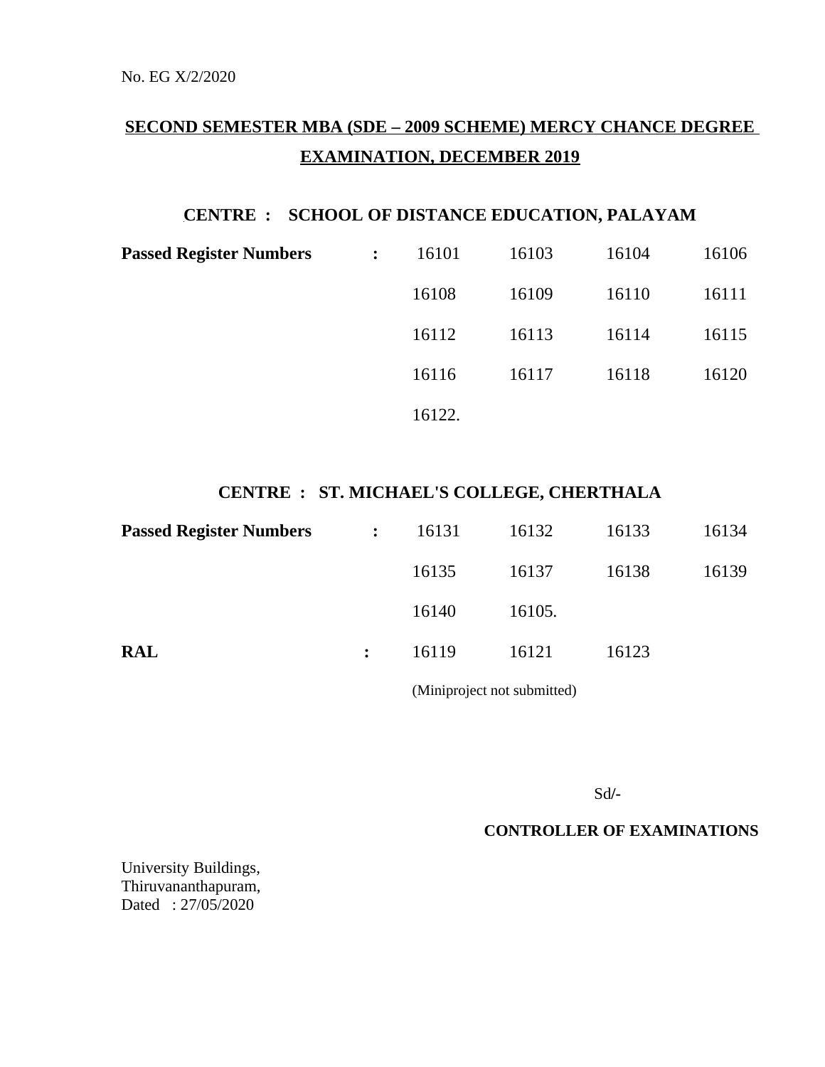No. EG X/2/2020

## SECOND SEMESTER MBA (SDE – 2009 SCHEME) MERCY CHANCE DEGREE EXAMINATION, DECEMBER 2019

### CENTRE : SCHOOL OF DISTANCE EDUCATION, PALAYAM

| | | | | | |
|---|---|---|---|---|---|
| **Passed Register Numbers** | : | 16101 | 16103 | 16104 | 16106 |
| | | 16108 | 16109 | 16110 | 16111 |
| | | 16112 | 16113 | 16114 | 16115 |
| | | 16116 | 16117 | 16118 | 16120 |
| | | 16122. | | | |

### CENTRE : ST. MICHAEL'S COLLEGE, CHERTHALA

| | | | | | |
|---|---|---|---|---|---|
| **Passed Register Numbers** | : | 16131 | 16132 | 16133 | 16134 |
| | | 16135 | 16137 | 16138 | 16139 |
| | | 16140 | 16105. | | |
| **RAL** | : | 16119 | 16121 | 16123 | |
| | | (Miniproject not submitted) | | | |

Sd/-

**CONTROLLER OF EXAMINATIONS**

University Buildings,
Thiruvananthapuram,
Dated : 27/05/2020